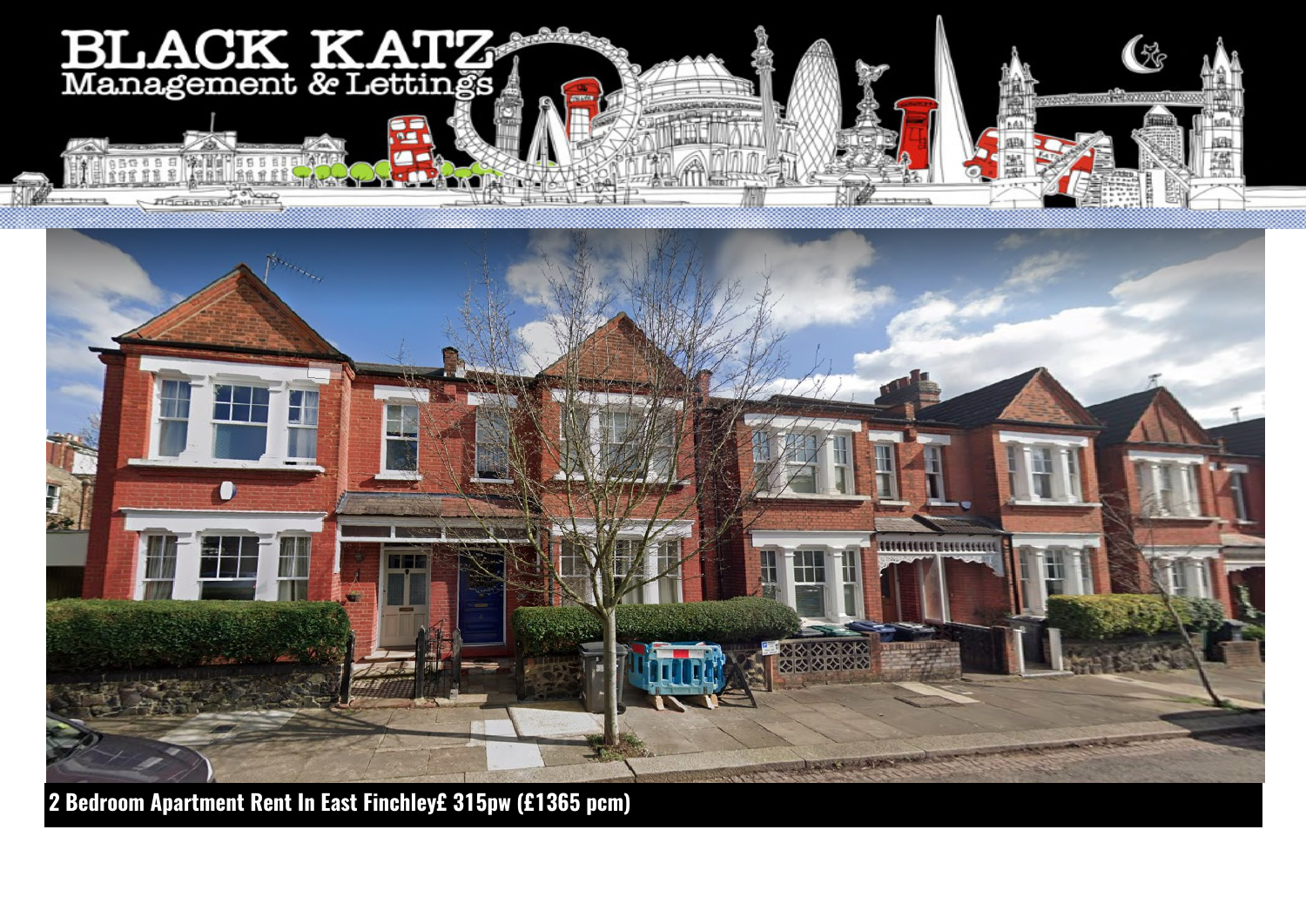BLACK KATZ
Management & Lettings

**2 Bedroom Apartment Rent In East Finchley£ 315pw (£1365 pcm)**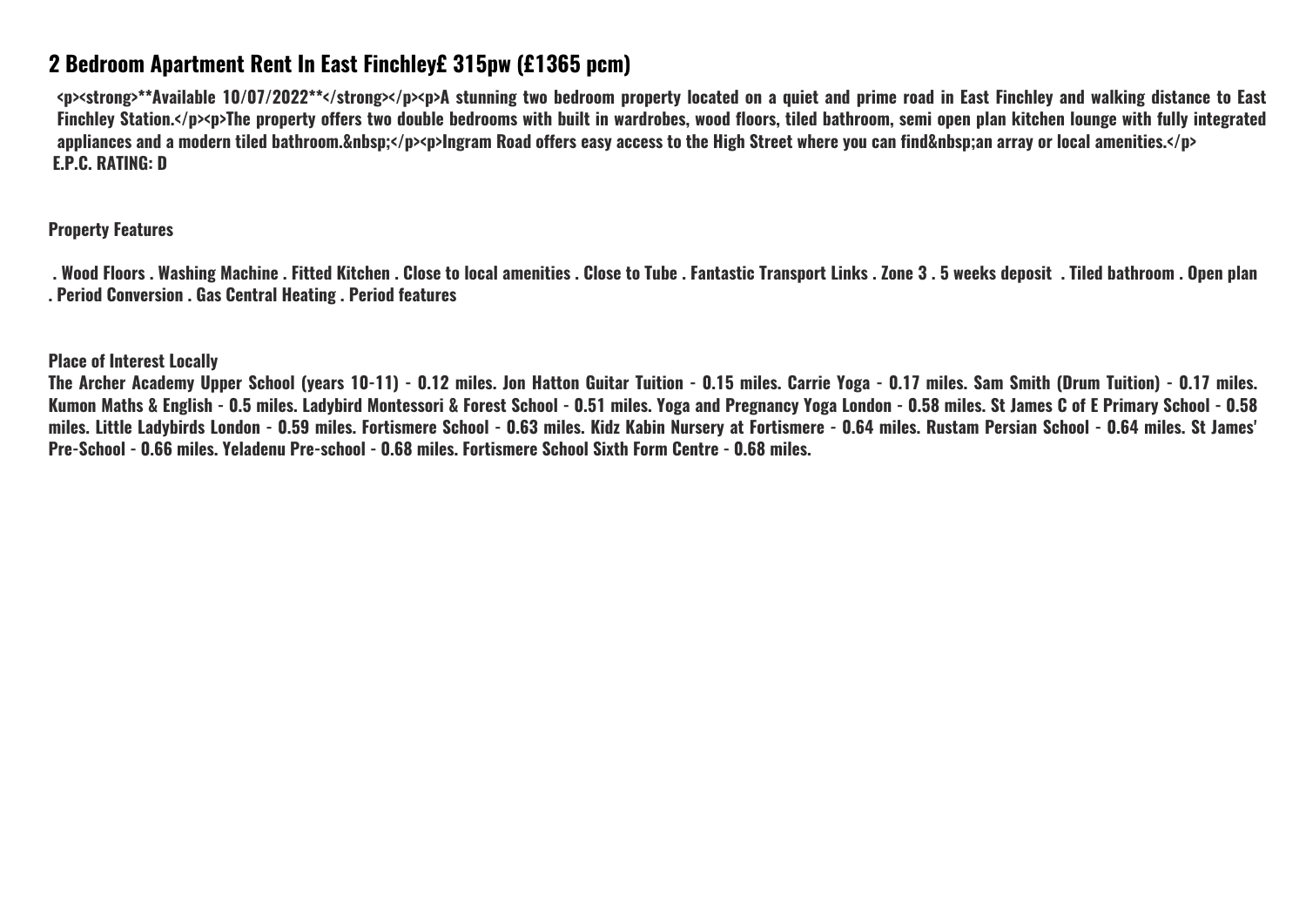## 2 Bedroom Apartment Rent In East Finchley£ 315pw (£1365 pcm)

<p><strong>**Available 10/07/2022**</strong></p><p>A stunning two bedroom property located on a quiet and prime road in East Finchley and walking distance to East Finchley Station.</p><p>The property offers two double bedrooms with built in wardrobes, wood floors, tiled bathroom, semi open plan kitchen lounge with fully integrated appliances and a modern tiled bathroom.&nbsp;</p><p>Ingram Road offers easy access to the High Street where you can find&nbsp;an array or local amenities.</p>
E.P.C. RATING: D

**Property Features**

. Wood Floors . Washing Machine . Fitted Kitchen . Close to local amenities . Close to Tube . Fantastic Transport Links . Zone 3 . 5 weeks deposit . Tiled bathroom . Open plan . Period Conversion . Gas Central Heating . Period features

**Place of Interest Locally**

The Archer Academy Upper School (years 10-11) - 0.12 miles. Jon Hatton Guitar Tuition - 0.15 miles. Carrie Yoga - 0.17 miles. Sam Smith (Drum Tuition) - 0.17 miles. Kumon Maths & English - 0.5 miles. Ladybird Montessori & Forest School - 0.51 miles. Yoga and Pregnancy Yoga London - 0.58 miles. St James C of E Primary School - 0.58 miles. Little Ladybirds London - 0.59 miles. Fortismere School - 0.63 miles. Kidz Kabin Nursery at Fortismere - 0.64 miles. Rustam Persian School - 0.64 miles. St James' Pre-School - 0.66 miles. Yeladenu Pre-school - 0.68 miles. Fortismere School Sixth Form Centre - 0.68 miles.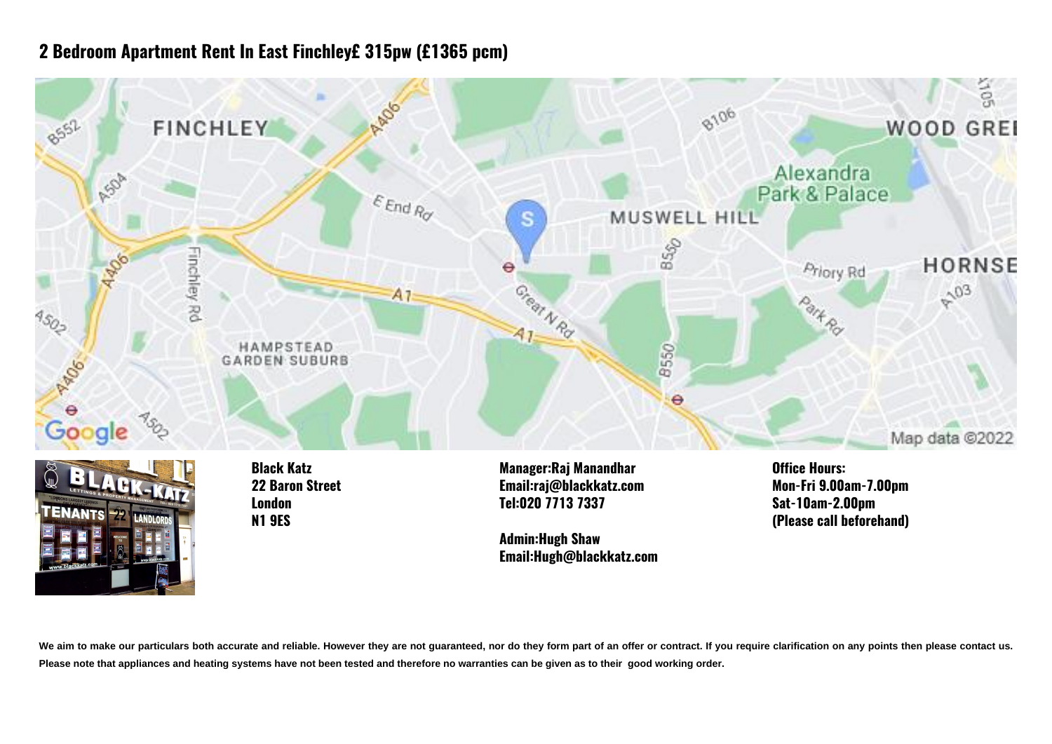## 2 Bedroom Apartment Rent In East Finchley£ 315pw (£1365 pcm)

**Black Katz**
**22 Baron Street**
**London**
**N1 9ES**

**Manager:Raj Manandhar**
**Email:raj@blackkatz.com**
**Tel:020 7713 7337**

**Admin:Hugh Shaw**
**Email:Hugh@blackkatz.com**

**Office Hours:**
**Mon-Fri 9.00am-7.00pm**
**Sat-10am-2.00pm**
**(Please call beforehand)**

**We aim to make our particulars both accurate and reliable. However they are not guaranteed, nor do they form part of an offer or contract. If you require clarification on any points then please contact us. Please note that appliances and heating systems have not been tested and therefore no warranties can be given as to their good working order.**